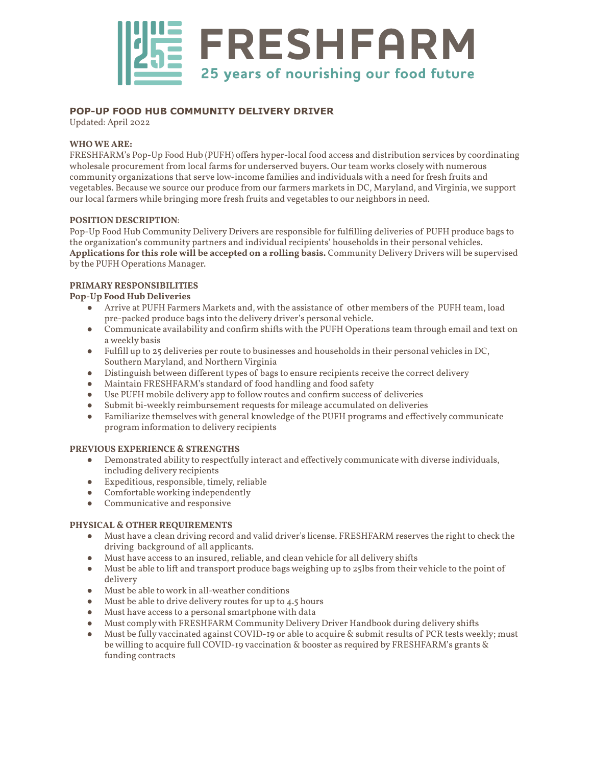FRESHFARM

25 years of nourishing our food future

## POP-UP FOOD HUB COMMUNITY DELIVERY DRIVER

Updated: April 2022

**WHO WE ARE:**

FRESHFARM's Pop-Up Food Hub (PUFH) offers hyper-local food access and distribution services by coordinating wholesale procurement from local farms for underserved buyers. Our team works closely with numerous community organizations that serve low-income families and individuals with a need for fresh fruits and vegetables. Because we source our produce from our farmers markets in DC, Maryland, and Virginia, we support our local farmers while bringing more fresh fruits and vegetables to our neighbors in need.

**POSITION DESCRIPTION**:

Pop-Up Food Hub Community Delivery Drivers are responsible for fulfilling deliveries of PUFH produce bags to the organization's community partners and individual recipients' households in their personal vehicles. **Applications for this role will be accepted on a rolling basis.** Community Delivery Drivers will be supervised by the PUFH Operations Manager.

**PRIMARY RESPONSIBILITIES**

**Pop-Up Food Hub Deliveries**

- Arrive at PUFH Farmers Markets and, with the assistance of other members of the PUFH team, load pre-packed produce bags into the delivery driver's personal vehicle.
- Communicate availability and confirm shifts with the PUFH Operations team through email and text on a weekly basis
- Fulfill up to 25 deliveries per route to businesses and households in their personal vehicles in DC, Southern Maryland, and Northern Virginia
- Distinguish between different types of bags to ensure recipients receive the correct delivery
- Maintain FRESHFARM's standard of food handling and food safety
- Use PUFH mobile delivery app to follow routes and confirm success of deliveries
- Submit bi-weekly reimbursement requests for mileage accumulated on deliveries
- Familiarize themselves with general knowledge of the PUFH programs and effectively communicate program information to delivery recipients

**PREVIOUS EXPERIENCE & STRENGTHS**

- Demonstrated ability to respectfully interact and effectively communicate with diverse individuals, including delivery recipients
- Expeditious, responsible, timely, reliable
- Comfortable working independently
- Communicative and responsive

**PHYSICAL & OTHER REQUIREMENTS**

- Must have a clean driving record and valid driver's license. FRESHFARM reserves the right to check the driving background of all applicants.
- Must have access to an insured, reliable, and clean vehicle for all delivery shifts
- Must be able to lift and transport produce bags weighing up to 25lbs from their vehicle to the point of delivery
- Must be able to work in all-weather conditions
- Must be able to drive delivery routes for up to 4.5 hours
- Must have access to a personal smartphone with data
- Must comply with FRESHFARM Community Delivery Driver Handbook during delivery shifts
- Must be fully vaccinated against COVID-19 or able to acquire & submit results of PCR tests weekly; must be willing to acquire full COVID-19 vaccination & booster as required by FRESHFARM's grants & funding contracts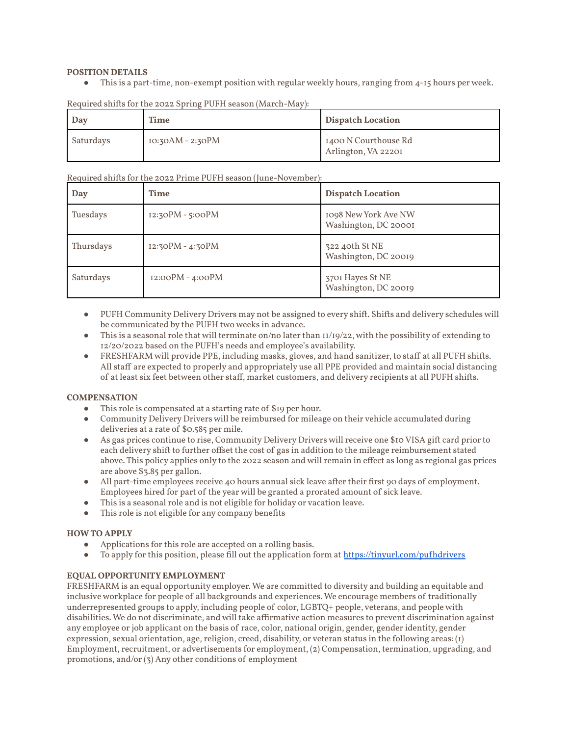**POSITION DETAILS**

- This is a part-time, non-exempt position with regular weekly hours, ranging from 4-15 hours per week.

Required shifts for the 2022 Spring PUFH season (March-May):

| Day | Time | Dispatch Location |
|---|---|---|
| Saturdays | 10:30AM - 2:30PM | 1400 N Courthouse Rd Arlington, VA 22201 |

Required shifts for the 2022 Prime PUFH season (June-November):

| Day | Time | Dispatch Location |
|---|---|---|
| Tuesdays | 12:30PM - 5:00PM | 1098 New York Ave NW Washington, DC 20001 |
| Thursdays | 12:30PM - 4:30PM | 322 40th St NE Washington, DC 20019 |
| Saturdays | 12:00PM - 4:00PM | 3701 Hayes St NE Washington, DC 20019 |

- PUFH Community Delivery Drivers may not be assigned to every shift. Shifts and delivery schedules will be communicated by the PUFH two weeks in advance.
- This is a seasonal role that will terminate on/no later than 11/19/22, with the possibility of extending to 12/20/2022 based on the PUFH's needs and employee's availability.
- FRESHFARM will provide PPE, including masks, gloves, and hand sanitizer, to staff at all PUFH shifts. All staff are expected to properly and appropriately use all PPE provided and maintain social distancing of at least six feet between other staff, market customers, and delivery recipients at all PUFH shifts.

**COMPENSATION**

- This role is compensated at a starting rate of $19 per hour.
- Community Delivery Drivers will be reimbursed for mileage on their vehicle accumulated during deliveries at a rate of $0.585 per mile.
- As gas prices continue to rise, Community Delivery Drivers will receive one $10 VISA gift card prior to each delivery shift to further offset the cost of gas in addition to the mileage reimbursement stated above. This policy applies only to the 2022 season and will remain in effect as long as regional gas prices are above $3.85 per gallon.
- All part-time employees receive 40 hours annual sick leave after their first 90 days of employment. Employees hired for part of the year will be granted a prorated amount of sick leave.
- This is a seasonal role and is not eligible for holiday or vacation leave.
- This role is not eligible for any company benefits

**HOW TO APPLY**

- Applications for this role are accepted on a rolling basis.
- To apply for this position, please fill out the application form at [https://tinyurl.com/pufhdrivers](https://tinyurl.com/pufhdrivers)

**EQUAL OPPORTUNITY EMPLOYMENT**

FRESHFARM is an equal opportunity employer. We are committed to diversity and building an equitable and inclusive workplace for people of all backgrounds and experiences. We encourage members of traditionally underrepresented groups to apply, including people of color, LGBTQ+ people, veterans, and people with disabilities. We do not discriminate, and will take affirmative action measures to prevent discrimination against any employee or job applicant on the basis of race, color, national origin, gender, gender identity, gender expression, sexual orientation, age, religion, creed, disability, or veteran status in the following areas: (1) Employment, recruitment, or advertisements for employment, (2) Compensation, termination, upgrading, and promotions, and/or (3) Any other conditions of employment